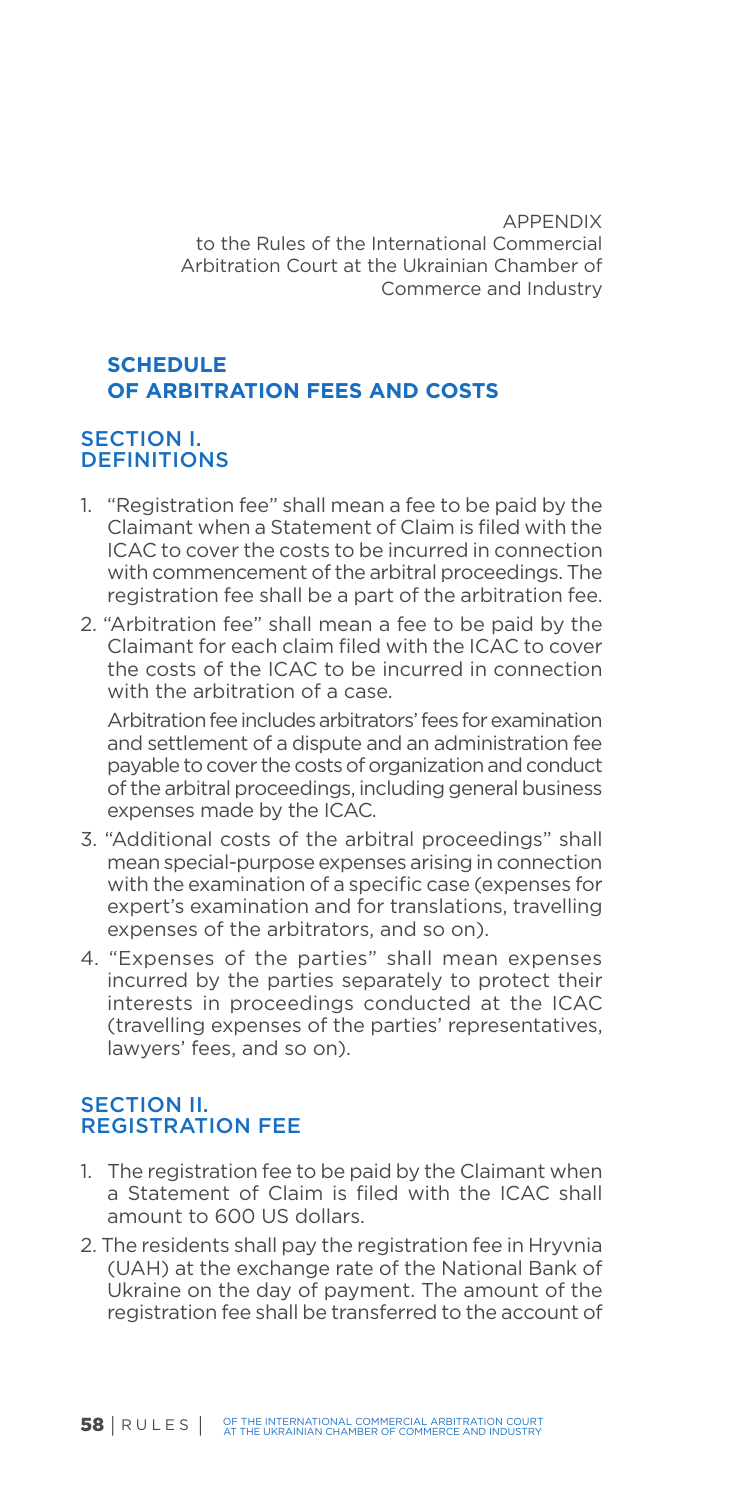APPENDIX
to the Rules of the International Commercial Arbitration Court at the Ukrainian Chamber of Commerce and Industry

# SCHEDULE OF ARBITRATION FEES AND COSTS

## SECTION I. DEFINITIONS

1. "Registration fee" shall mean a fee to be paid by the Claimant when a Statement of Claim is filed with the ICAC to cover the costs to be incurred in connection with commencement of the arbitral proceedings. The registration fee shall be a part of the arbitration fee.
2. "Arbitration fee" shall mean a fee to be paid by the Claimant for each claim filed with the ICAC to cover the costs of the ICAC to be incurred in connection with the arbitration of a case.

   Arbitration fee includes arbitrators' fees for examination and settlement of a dispute and an administration fee payable to cover the costs of organization and conduct of the arbitral proceedings, including general business expenses made by the ICAC.
3. "Additional costs of the arbitral proceedings" shall mean special-purpose expenses arising in connection with the examination of a specific case (expenses for expert's examination and for translations, travelling expenses of the arbitrators, and so on).
4. "Expenses of the parties" shall mean expenses incurred by the parties separately to protect their interests in proceedings conducted at the ICAC (travelling expenses of the parties' representatives, lawyers' fees, and so on).

## SECTION II. REGISTRATION FEE

1. The registration fee to be paid by the Claimant when a Statement of Claim is filed with the ICAC shall amount to 600 US dollars.
2. The residents shall pay the registration fee in Hryvnia (UAH) at the exchange rate of the National Bank of Ukraine on the day of payment. The amount of the registration fee shall be transferred to the account of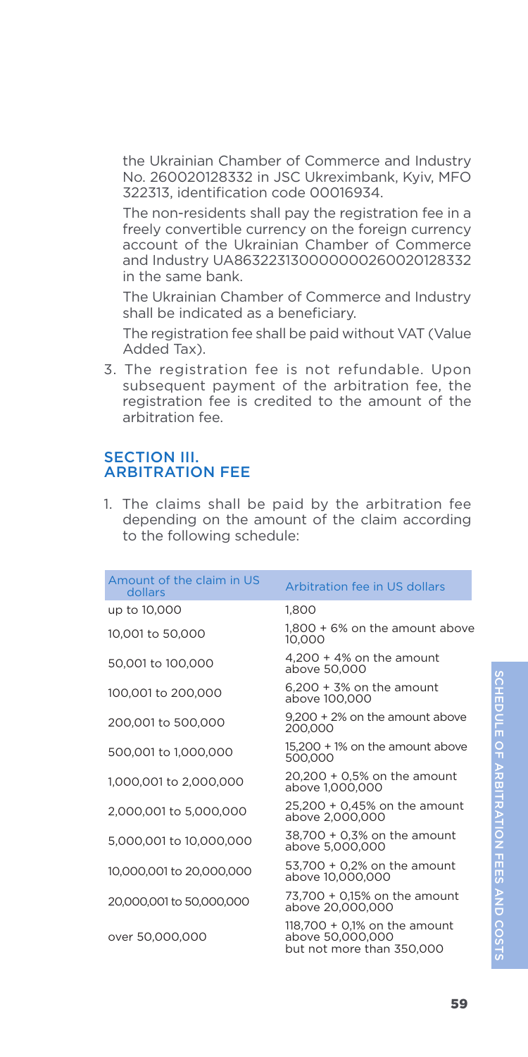the Ukrainian Chamber of Commerce and Industry No. 260020128332 in JSC Ukreximbank, Kyiv, MFO 322313, identification code 00016934.

The non-residents shall pay the registration fee in a freely convertible currency on the foreign currency account of the Ukrainian Chamber of Commerce and Industry UA863223130000000260020128332 in the same bank.

The Ukrainian Chamber of Commerce and Industry shall be indicated as a beneficiary.

The registration fee shall be paid without VAT (Value Added Tax).

3. The registration fee is not refundable. Upon subsequent payment of the arbitration fee, the registration fee is credited to the amount of the arbitration fee.

## SECTION III. ARBITRATION FEE

1. The claims shall be paid by the arbitration fee depending on the amount of the claim according to the following schedule:

| Amount of the claim in US dollars | Arbitration fee in US dollars |
| --- | --- |
| up to 10,000 | 1,800 |
| 10,001 to 50,000 | 1,800 + 6% on the amount above 10,000 |
| 50,001 to 100,000 | 4,200 + 4% on the amount above 50,000 |
| 100,001 to 200,000 | 6,200 + 3% on the amount above 100,000 |
| 200,001 to 500,000 | 9,200 + 2% on the amount above 200,000 |
| 500,001 to 1,000,000 | 15,200 + 1% on the amount above 500,000 |
| 1,000,001 to 2,000,000 | 20,200 + 0,5% on the amount above 1,000,000 |
| 2,000,001 to 5,000,000 | 25,200 + 0,45% on the amount above 2,000,000 |
| 5,000,001 to 10,000,000 | 38,700 + 0,3% on the amount above 5,000,000 |
| 10,000,001 to 20,000,000 | 53,700 + 0,2% on the amount above 10,000,000 |
| 20,000,001 to 50,000,000 | 73,700 + 0,15% on the amount above 20,000,000 |
| over 50,000,000 | 118,700 + 0,1% on the amount above 50,000,000 but not more than 350,000 |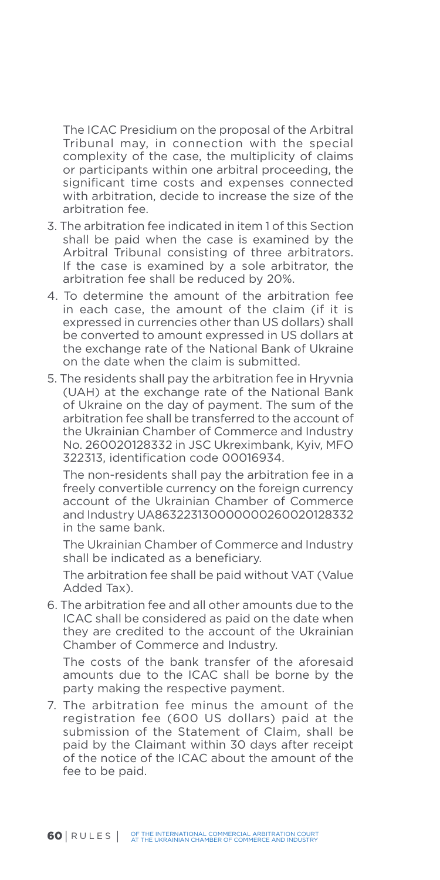The ICAC Presidium on the proposal of the Arbitral Tribunal may, in connection with the special complexity of the case, the multiplicity of claims or participants within one arbitral proceeding, the significant time costs and expenses connected with arbitration, decide to increase the size of the arbitration fee.

3. The arbitration fee indicated in item 1 of this Section shall be paid when the case is examined by the Arbitral Tribunal consisting of three arbitrators. If the case is examined by a sole arbitrator, the arbitration fee shall be reduced by 20%.
4. To determine the amount of the arbitration fee in each case, the amount of the claim (if it is expressed in currencies other than US dollars) shall be converted to amount expressed in US dollars at the exchange rate of the National Bank of Ukraine on the date when the claim is submitted.
5. The residents shall pay the arbitration fee in Hryvnia (UAH) at the exchange rate of the National Bank of Ukraine on the day of payment. The sum of the arbitration fee shall be transferred to the account of the Ukrainian Chamber of Commerce and Industry No. 260020128332 in JSC Ukreximbank, Kyiv, MFO 322313, identification code 00016934.

   The non-residents shall pay the arbitration fee in a freely convertible currency on the foreign currency account of the Ukrainian Chamber of Commerce and Industry UA863223130000000260020128332 in the same bank.

   The Ukrainian Chamber of Commerce and Industry shall be indicated as a beneficiary.

   The arbitration fee shall be paid without VAT (Value Added Tax).
6. The arbitration fee and all other amounts due to the ICAC shall be considered as paid on the date when they are credited to the account of the Ukrainian Chamber of Commerce and Industry.

   The costs of the bank transfer of the aforesaid amounts due to the ICAC shall be borne by the party making the respective payment.
7. The arbitration fee minus the amount of the registration fee (600 US dollars) paid at the submission of the Statement of Claim, shall be paid by the Claimant within 30 days after receipt of the notice of the ICAC about the amount of the fee to be paid.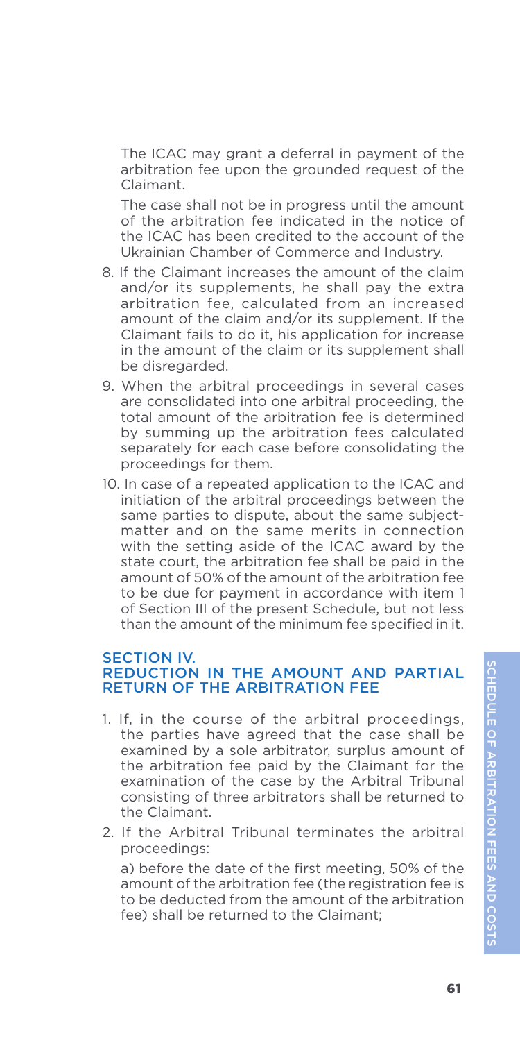The ICAC may grant a deferral in payment of the arbitration fee upon the grounded request of the Claimant.

The case shall not be in progress until the amount of the arbitration fee indicated in the notice of the ICAC has been credited to the account of the Ukrainian Chamber of Commerce and Industry.

8. If the Claimant increases the amount of the claim and/or its supplements, he shall pay the extra arbitration fee, calculated from an increased amount of the claim and/or its supplement. If the Claimant fails to do it, his application for increase in the amount of the claim or its supplement shall be disregarded.
9. When the arbitral proceedings in several cases are consolidated into one arbitral proceeding, the total amount of the arbitration fee is determined by summing up the arbitration fees calculated separately for each case before consolidating the proceedings for them.
10. In case of a repeated application to the ICAC and initiation of the arbitral proceedings between the same parties to dispute, about the same subject-matter and on the same merits in connection with the setting aside of the ICAC award by the state court, the arbitration fee shall be paid in the amount of 50% of the amount of the arbitration fee to be due for payment in accordance with item 1 of Section III of the present Schedule, but not less than the amount of the minimum fee specified in it.

## SECTION IV. REDUCTION IN THE AMOUNT AND PARTIAL RETURN OF THE ARBITRATION FEE

1. If, in the course of the arbitral proceedings, the parties have agreed that the case shall be examined by a sole arbitrator, surplus amount of the arbitration fee paid by the Claimant for the examination of the case by the Arbitral Tribunal consisting of three arbitrators shall be returned to the Claimant.
2. If the Arbitral Tribunal terminates the arbitral proceedings:

   a) before the date of the first meeting, 50% of the amount of the arbitration fee (the registration fee is to be deducted from the amount of the arbitration fee) shall be returned to the Claimant;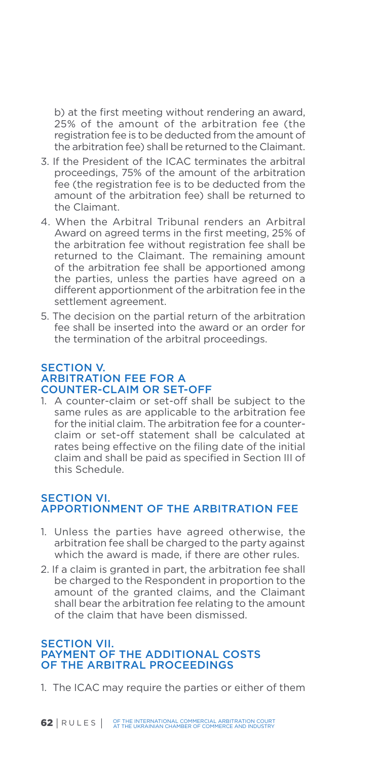b) at the first meeting without rendering an award, 25% of the amount of the arbitration fee (the registration fee is to be deducted from the amount of the arbitration fee) shall be returned to the Claimant.

3. If the President of the ICAC terminates the arbitral proceedings, 75% of the amount of the arbitration fee (the registration fee is to be deducted from the amount of the arbitration fee) shall be returned to the Claimant.
4. When the Arbitral Tribunal renders an Arbitral Award on agreed terms in the first meeting, 25% of the arbitration fee without registration fee shall be returned to the Claimant. The remaining amount of the arbitration fee shall be apportioned among the parties, unless the parties have agreed on a different apportionment of the arbitration fee in the settlement agreement.
5. The decision on the partial return of the arbitration fee shall be inserted into the award or an order for the termination of the arbitral proceedings.

## SECTION V. ARBITRATION FEE FOR A COUNTER-CLAIM OR SET-OFF

1. A counter-claim or set-off shall be subject to the same rules as are applicable to the arbitration fee for the initial claim. The arbitration fee for a counter-claim or set-off statement shall be calculated at rates being effective on the filing date of the initial claim and shall be paid as specified in Section III of this Schedule.

## SECTION VI. APPORTIONMENT OF THE ARBITRATION FEE

1. Unless the parties have agreed otherwise, the arbitration fee shall be charged to the party against which the award is made, if there are other rules.
2. If a claim is granted in part, the arbitration fee shall be charged to the Respondent in proportion to the amount of the granted claims, and the Claimant shall bear the arbitration fee relating to the amount of the claim that have been dismissed.

## SECTION VII. PAYMENT OF THE ADDITIONAL COSTS OF THE ARBITRAL PROCEEDINGS

1. The ICAC may require the parties or either of them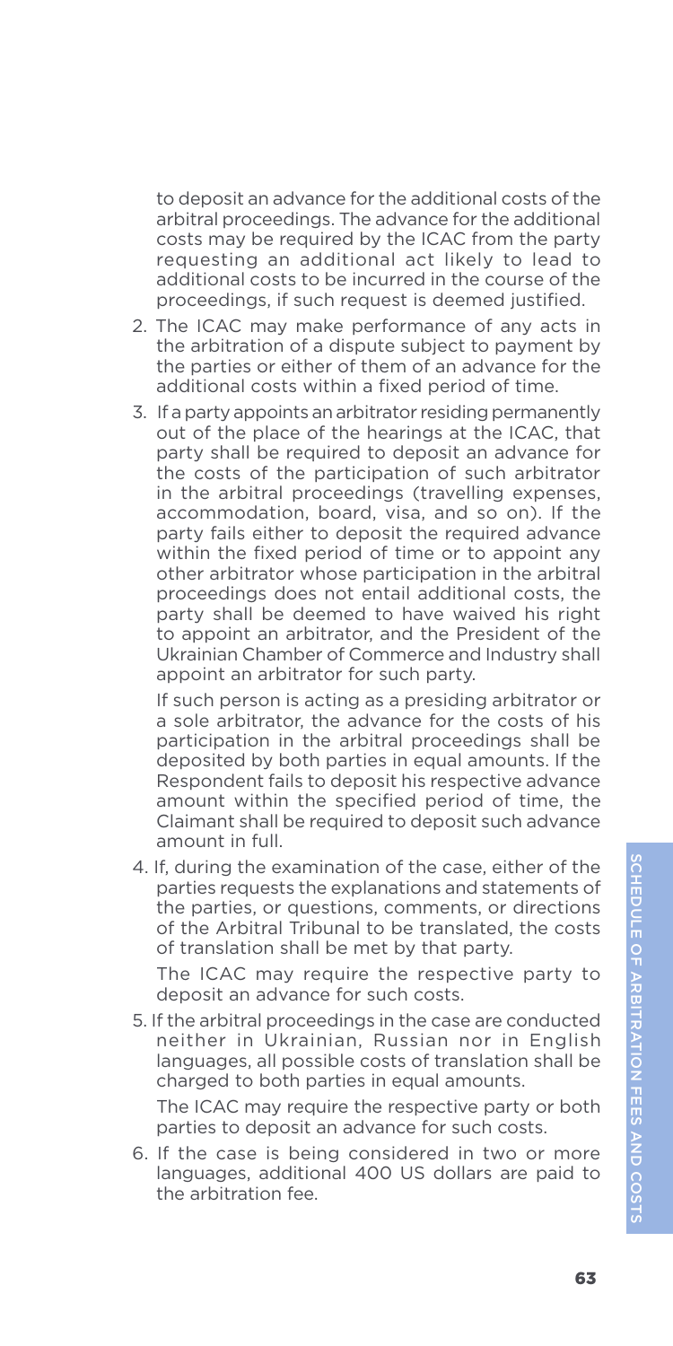to deposit an advance for the additional costs of the arbitral proceedings. The advance for the additional costs may be required by the ICAC from the party requesting an additional act likely to lead to additional costs to be incurred in the course of the proceedings, if such request is deemed justified.

2. The ICAC may make performance of any acts in the arbitration of a dispute subject to payment by the parties or either of them of an advance for the additional costs within a fixed period of time.
3. If a party appoints an arbitrator residing permanently out of the place of the hearings at the ICAC, that party shall be required to deposit an advance for the costs of the participation of such arbitrator in the arbitral proceedings (travelling expenses, accommodation, board, visa, and so on). If the party fails either to deposit the required advance within the fixed period of time or to appoint any other arbitrator whose participation in the arbitral proceedings does not entail additional costs, the party shall be deemed to have waived his right to appoint an arbitrator, and the President of the Ukrainian Chamber of Commerce and Industry shall appoint an arbitrator for such party.

   If such person is acting as a presiding arbitrator or a sole arbitrator, the advance for the costs of his participation in the arbitral proceedings shall be deposited by both parties in equal amounts. If the Respondent fails to deposit his respective advance amount within the specified period of time, the Claimant shall be required to deposit such advance amount in full.
4. If, during the examination of the case, either of the parties requests the explanations and statements of the parties, or questions, comments, or directions of the Arbitral Tribunal to be translated, the costs of translation shall be met by that party.

   The ICAC may require the respective party to deposit an advance for such costs.
5. If the arbitral proceedings in the case are conducted neither in Ukrainian, Russian nor in English languages, all possible costs of translation shall be charged to both parties in equal amounts.

   The ICAC may require the respective party or both parties to deposit an advance for such costs.
6. If the case is being considered in two or more languages, additional 400 US dollars are paid to the arbitration fee.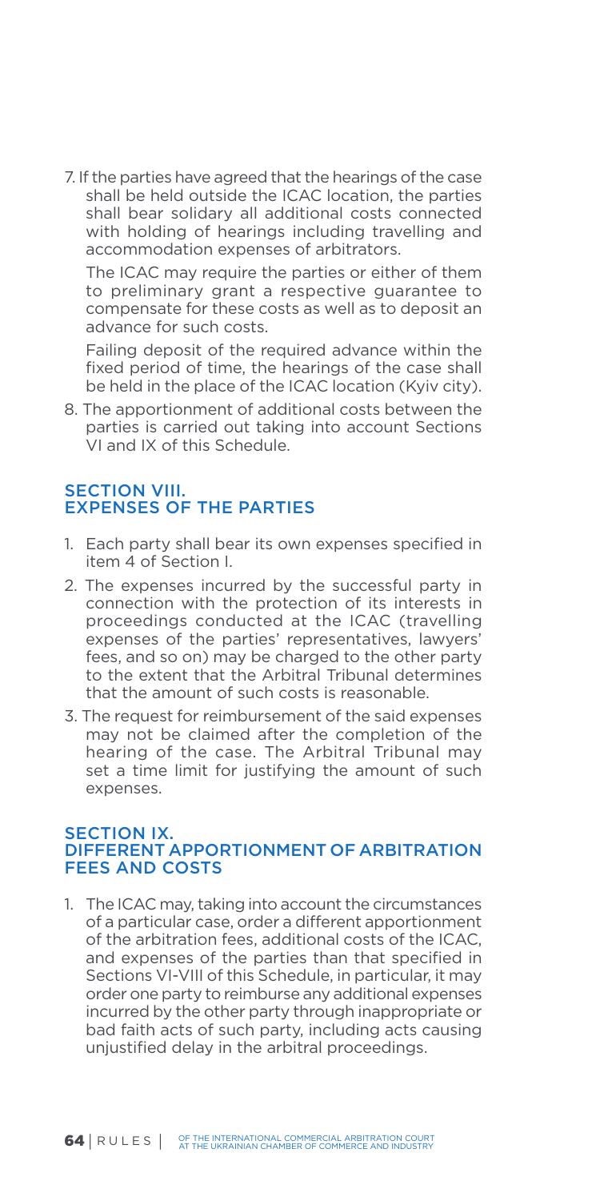7. If the parties have agreed that the hearings of the case shall be held outside the ICAC location, the parties shall bear solidary all additional costs connected with holding of hearings including travelling and accommodation expenses of arbitrators.

   The ICAC may require the parties or either of them to preliminary grant a respective guarantee to compensate for these costs as well as to deposit an advance for such costs.

   Failing deposit of the required advance within the fixed period of time, the hearings of the case shall be held in the place of the ICAC location (Kyiv city).

8. The apportionment of additional costs between the parties is carried out taking into account Sections VI and IX of this Schedule.

## SECTION VIII. EXPENSES OF THE PARTIES

1. Each party shall bear its own expenses specified in item 4 of Section I.
2. The expenses incurred by the successful party in connection with the protection of its interests in proceedings conducted at the ICAC (travelling expenses of the parties' representatives, lawyers' fees, and so on) may be charged to the other party to the extent that the Arbitral Tribunal determines that the amount of such costs is reasonable.
3. The request for reimbursement of the said expenses may not be claimed after the completion of the hearing of the case. The Arbitral Tribunal may set a time limit for justifying the amount of such expenses.

## SECTION IX. DIFFERENT APPORTIONMENT OF ARBITRATION FEES AND COSTS

1. The ICAC may, taking into account the circumstances of a particular case, order a different apportionment of the arbitration fees, additional costs of the ICAC, and expenses of the parties than that specified in Sections VI-VIII of this Schedule, in particular, it may order one party to reimburse any additional expenses incurred by the other party through inappropriate or bad faith acts of such party, including acts causing unjustified delay in the arbitral proceedings.